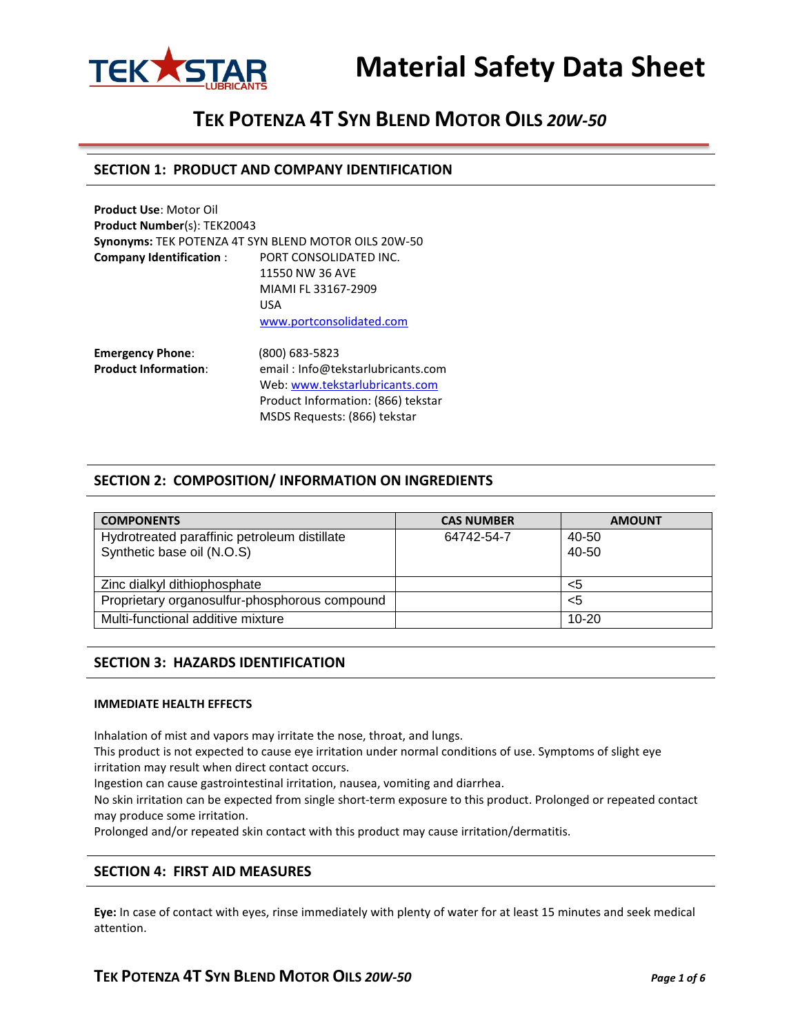TEKSTAR LUBRICANTS

# Material Safety Data Sheet

## TEK POTENZA 4T SYN BLEND MOTOR OILS *20W-50*

## SECTION 1: PRODUCT AND COMPANY IDENTIFICATION

**Product Use**: Motor Oil
**Product Number**(s): TEK20043
**Synonyms:** TEK POTENZA 4T SYN BLEND MOTOR OILS 20W-50
**Company Identification** : PORT CONSOLIDATED INC.
11550 NW 36 AVE
MIAMI FL 33167-2909
USA
www.portconsolidated.com

**Emergency Phone**: (800) 683-5823
**Product Information**: email : Info@tekstarlubricants.com
Web: www.tekstarlubricants.com
Product Information: (866) tekstar
MSDS Requests: (866) tekstar

## SECTION 2: COMPOSITION/ INFORMATION ON INGREDIENTS

| COMPONENTS | CAS NUMBER | AMOUNT |
|---|---|---|
| Hydrotreated paraffinic petroleum distillate<br>Synthetic base oil (N.O.S) | 64742-54-7 | 40-50<br>40-50 |
| Zinc dialkyl dithiophosphate | | <5 |
| Proprietary organosulfur-phosphorous compound | | <5 |
| Multi-functional additive mixture | | 10-20 |

## SECTION 3: HAZARDS IDENTIFICATION

**IMMEDIATE HEALTH EFFECTS**

Inhalation of mist and vapors may irritate the nose, throat, and lungs.
This product is not expected to cause eye irritation under normal conditions of use. Symptoms of slight eye irritation may result when direct contact occurs.
Ingestion can cause gastrointestinal irritation, nausea, vomiting and diarrhea.
No skin irritation can be expected from single short-term exposure to this product. Prolonged or repeated contact may produce some irritation.
Prolonged and/or repeated skin contact with this product may cause irritation/dermatitis.

## SECTION 4: FIRST AID MEASURES

**Eye:** In case of contact with eyes, rinse immediately with plenty of water for at least 15 minutes and seek medical attention.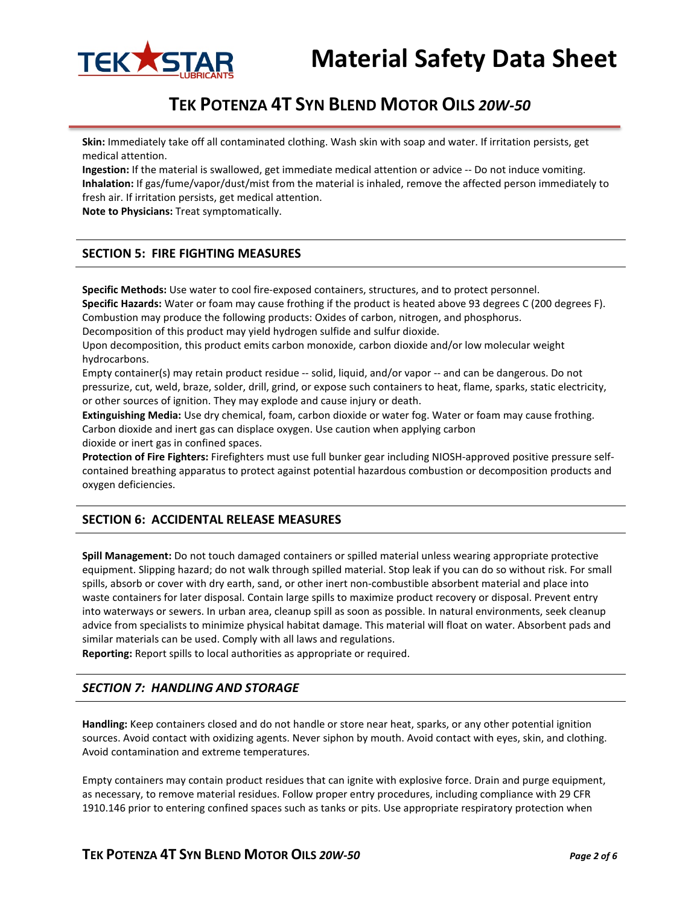**Skin:** Immediately take off all contaminated clothing. Wash skin with soap and water. If irritation persists, get medical attention.
**Ingestion:** If the material is swallowed, get immediate medical attention or advice -- Do not induce vomiting.
**Inhalation:** If gas/fume/vapor/dust/mist from the material is inhaled, remove the affected person immediately to fresh air. If irritation persists, get medical attention.
**Note to Physicians:** Treat symptomatically.

## SECTION 5: FIRE FIGHTING MEASURES

**Specific Methods:** Use water to cool fire-exposed containers, structures, and to protect personnel.
**Specific Hazards:** Water or foam may cause frothing if the product is heated above 93 degrees C (200 degrees F). Combustion may produce the following products: Oxides of carbon, nitrogen, and phosphorus.
Decomposition of this product may yield hydrogen sulfide and sulfur dioxide.
Upon decomposition, this product emits carbon monoxide, carbon dioxide and/or low molecular weight hydrocarbons.
Empty container(s) may retain product residue -- solid, liquid, and/or vapor -- and can be dangerous. Do not pressurize, cut, weld, braze, solder, drill, grind, or expose such containers to heat, flame, sparks, static electricity, or other sources of ignition. They may explode and cause injury or death.
**Extinguishing Media:** Use dry chemical, foam, carbon dioxide or water fog. Water or foam may cause frothing. Carbon dioxide and inert gas can displace oxygen. Use caution when applying carbon dioxide or inert gas in confined spaces.
**Protection of Fire Fighters:** Firefighters must use full bunker gear including NIOSH-approved positive pressure self-contained breathing apparatus to protect against potential hazardous combustion or decomposition products and oxygen deficiencies.

## SECTION 6: ACCIDENTAL RELEASE MEASURES

**Spill Management:** Do not touch damaged containers or spilled material unless wearing appropriate protective equipment. Slipping hazard; do not walk through spilled material. Stop leak if you can do so without risk. For small spills, absorb or cover with dry earth, sand, or other inert non-combustible absorbent material and place into waste containers for later disposal. Contain large spills to maximize product recovery or disposal. Prevent entry into waterways or sewers. In urban area, cleanup spill as soon as possible. In natural environments, seek cleanup advice from specialists to minimize physical habitat damage. This material will float on water. Absorbent pads and similar materials can be used. Comply with all laws and regulations.
**Reporting:** Report spills to local authorities as appropriate or required.

## *SECTION 7: HANDLING AND STORAGE*

**Handling:** Keep containers closed and do not handle or store near heat, sparks, or any other potential ignition sources. Avoid contact with oxidizing agents. Never siphon by mouth. Avoid contact with eyes, skin, and clothing. Avoid contamination and extreme temperatures.

Empty containers may contain product residues that can ignite with explosive force. Drain and purge equipment, as necessary, to remove material residues. Follow proper entry procedures, including compliance with 29 CFR 1910.146 prior to entering confined spaces such as tanks or pits. Use appropriate respiratory protection when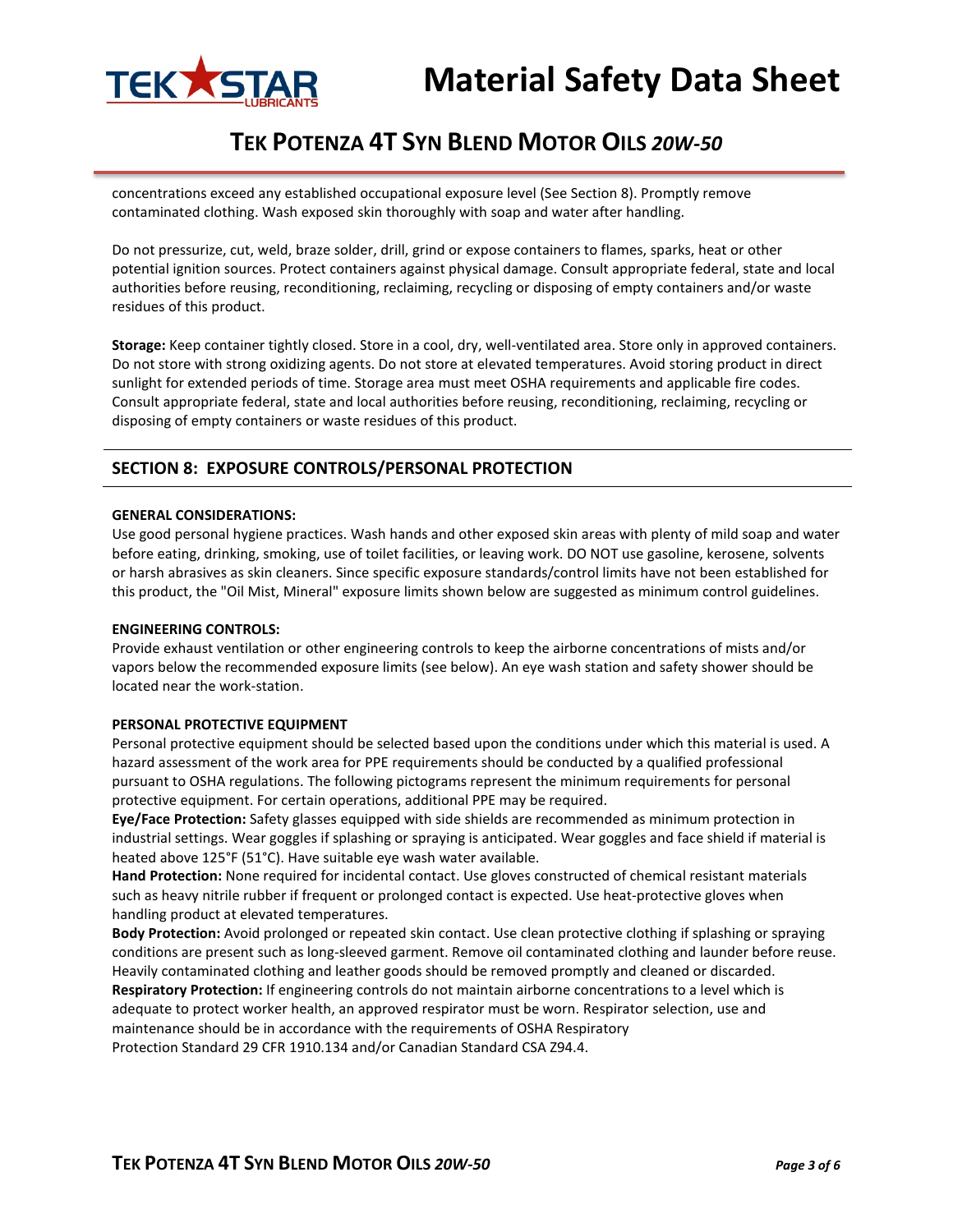concentrations exceed any established occupational exposure level (See Section 8). Promptly remove contaminated clothing. Wash exposed skin thoroughly with soap and water after handling.

Do not pressurize, cut, weld, braze solder, drill, grind or expose containers to flames, sparks, heat or other potential ignition sources. Protect containers against physical damage. Consult appropriate federal, state and local authorities before reusing, reconditioning, reclaiming, recycling or disposing of empty containers and/or waste residues of this product.

**Storage:** Keep container tightly closed. Store in a cool, dry, well-ventilated area. Store only in approved containers. Do not store with strong oxidizing agents. Do not store at elevated temperatures. Avoid storing product in direct sunlight for extended periods of time. Storage area must meet OSHA requirements and applicable fire codes. Consult appropriate federal, state and local authorities before reusing, reconditioning, reclaiming, recycling or disposing of empty containers or waste residues of this product.

## SECTION 8: EXPOSURE CONTROLS/PERSONAL PROTECTION

**GENERAL CONSIDERATIONS:**

Use good personal hygiene practices. Wash hands and other exposed skin areas with plenty of mild soap and water before eating, drinking, smoking, use of toilet facilities, or leaving work. DO NOT use gasoline, kerosene, solvents or harsh abrasives as skin cleaners. Since specific exposure standards/control limits have not been established for this product, the "Oil Mist, Mineral" exposure limits shown below are suggested as minimum control guidelines.

**ENGINEERING CONTROLS:**

Provide exhaust ventilation or other engineering controls to keep the airborne concentrations of mists and/or vapors below the recommended exposure limits (see below). An eye wash station and safety shower should be located near the work-station.

**PERSONAL PROTECTIVE EQUIPMENT**

Personal protective equipment should be selected based upon the conditions under which this material is used. A hazard assessment of the work area for PPE requirements should be conducted by a qualified professional pursuant to OSHA regulations. The following pictograms represent the minimum requirements for personal protective equipment. For certain operations, additional PPE may be required.

**Eye/Face Protection:** Safety glasses equipped with side shields are recommended as minimum protection in industrial settings. Wear goggles if splashing or spraying is anticipated. Wear goggles and face shield if material is heated above 125°F (51°C). Have suitable eye wash water available.

**Hand Protection:** None required for incidental contact. Use gloves constructed of chemical resistant materials such as heavy nitrile rubber if frequent or prolonged contact is expected. Use heat-protective gloves when handling product at elevated temperatures.

**Body Protection:** Avoid prolonged or repeated skin contact. Use clean protective clothing if splashing or spraying conditions are present such as long-sleeved garment. Remove oil contaminated clothing and launder before reuse. Heavily contaminated clothing and leather goods should be removed promptly and cleaned or discarded.

**Respiratory Protection:** If engineering controls do not maintain airborne concentrations to a level which is adequate to protect worker health, an approved respirator must be worn. Respirator selection, use and maintenance should be in accordance with the requirements of OSHA Respiratory Protection Standard 29 CFR 1910.134 and/or Canadian Standard CSA Z94.4.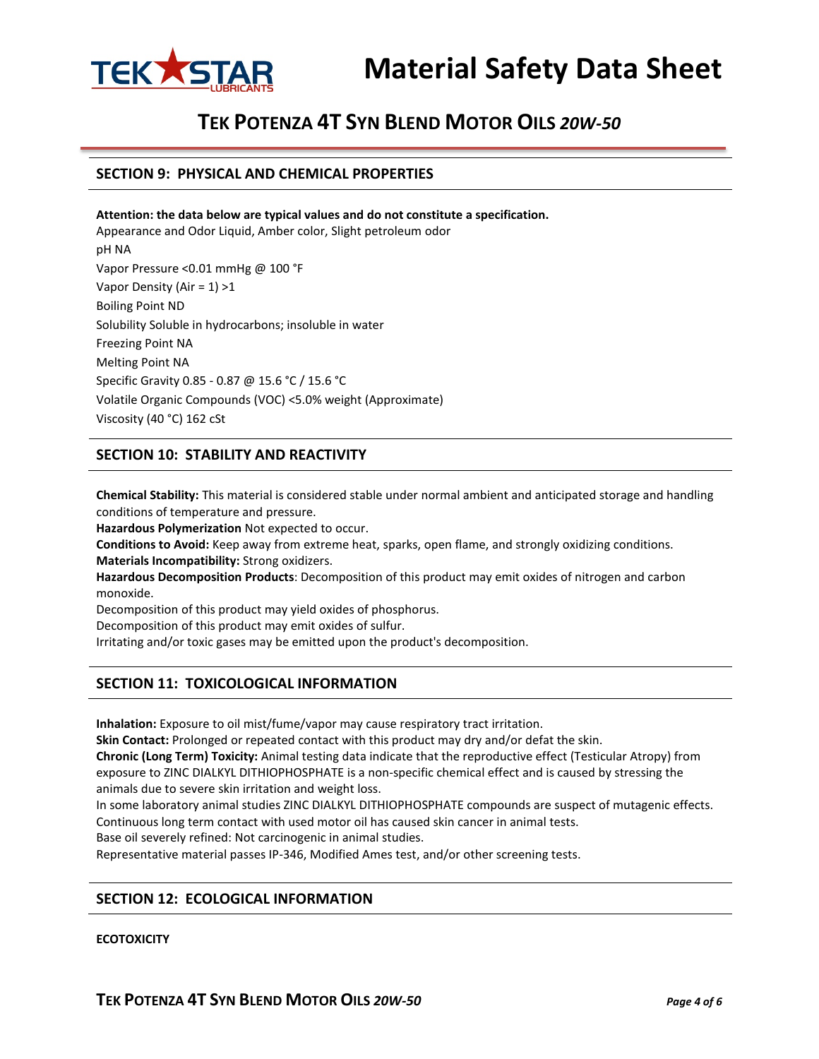## SECTION 9: PHYSICAL AND CHEMICAL PROPERTIES

**Attention: the data below are typical values and do not constitute a specification.**

Appearance and Odor Liquid, Amber color, Slight petroleum odor

pH NA

Vapor Pressure <0.01 mmHg @ 100 °F

Vapor Density (Air = 1) >1

Boiling Point ND

Solubility Soluble in hydrocarbons; insoluble in water

Freezing Point NA

Melting Point NA

Specific Gravity 0.85 - 0.87 @ 15.6 °C / 15.6 °C

Volatile Organic Compounds (VOC) <5.0% weight (Approximate)

Viscosity (40 °C) 162 cSt

## SECTION 10: STABILITY AND REACTIVITY

**Chemical Stability:** This material is considered stable under normal ambient and anticipated storage and handling conditions of temperature and pressure.

**Hazardous Polymerization** Not expected to occur.

**Conditions to Avoid:** Keep away from extreme heat, sparks, open flame, and strongly oxidizing conditions.

**Materials Incompatibility:** Strong oxidizers.

**Hazardous Decomposition Products**: Decomposition of this product may emit oxides of nitrogen and carbon monoxide.

Decomposition of this product may yield oxides of phosphorus.

Decomposition of this product may emit oxides of sulfur.

Irritating and/or toxic gases may be emitted upon the product's decomposition.

## SECTION 11: TOXICOLOGICAL INFORMATION

**Inhalation:** Exposure to oil mist/fume/vapor may cause respiratory tract irritation.

**Skin Contact:** Prolonged or repeated contact with this product may dry and/or defat the skin.

**Chronic (Long Term) Toxicity:** Animal testing data indicate that the reproductive effect (Testicular Atropy) from exposure to ZINC DIALKYL DITHIOPHOSPHATE is a non-specific chemical effect and is caused by stressing the animals due to severe skin irritation and weight loss.

In some laboratory animal studies ZINC DIALKYL DITHIOPHOSPHATE compounds are suspect of mutagenic effects.

Continuous long term contact with used motor oil has caused skin cancer in animal tests.

Base oil severely refined: Not carcinogenic in animal studies.

Representative material passes IP-346, Modified Ames test, and/or other screening tests.

## SECTION 12: ECOLOGICAL INFORMATION

**ECOTOXICITY**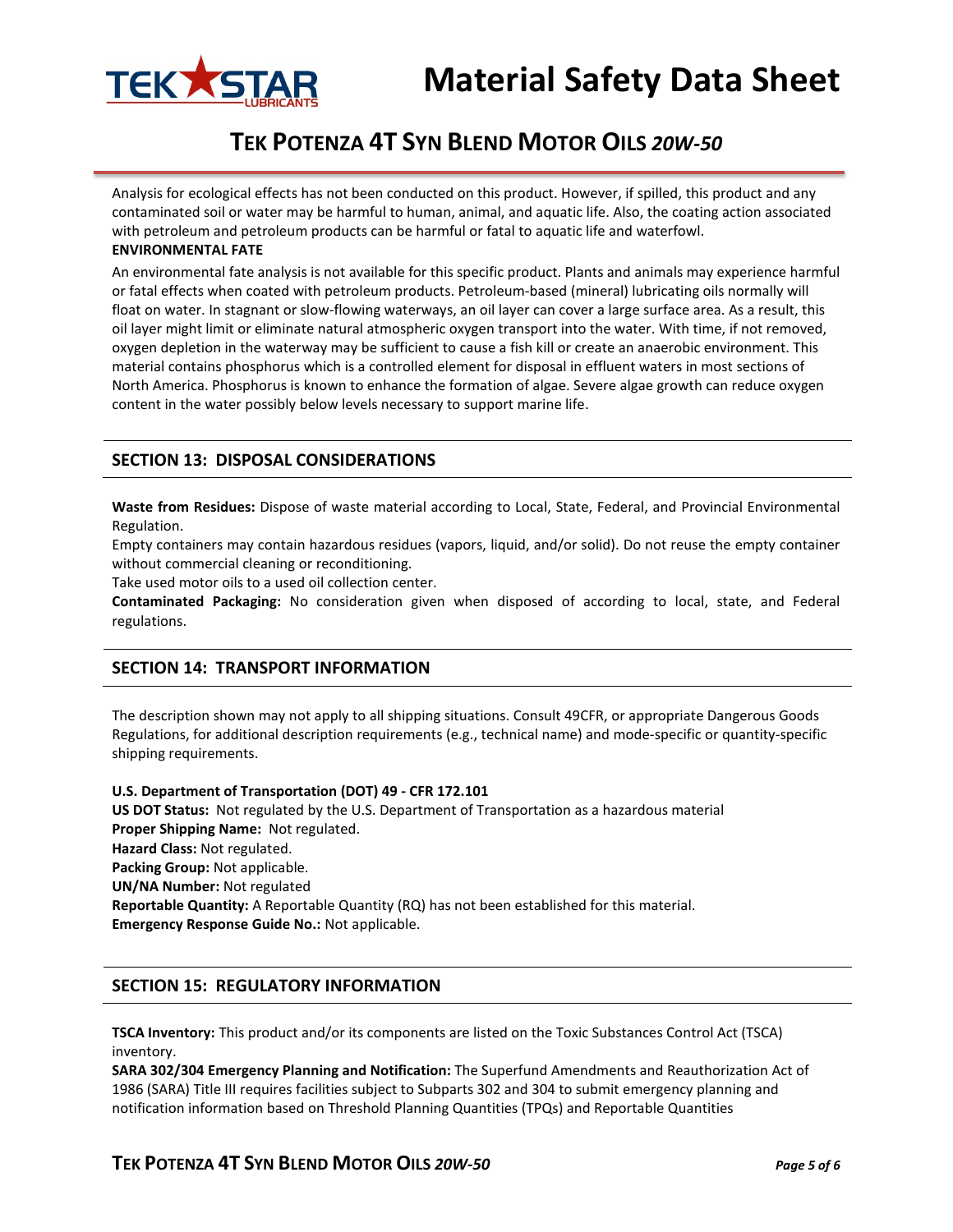Analysis for ecological effects has not been conducted on this product. However, if spilled, this product and any contaminated soil or water may be harmful to human, animal, and aquatic life. Also, the coating action associated with petroleum and petroleum products can be harmful or fatal to aquatic life and waterfowl.

**ENVIRONMENTAL FATE**

An environmental fate analysis is not available for this specific product. Plants and animals may experience harmful or fatal effects when coated with petroleum products. Petroleum-based (mineral) lubricating oils normally will float on water. In stagnant or slow-flowing waterways, an oil layer can cover a large surface area. As a result, this oil layer might limit or eliminate natural atmospheric oxygen transport into the water. With time, if not removed, oxygen depletion in the waterway may be sufficient to cause a fish kill or create an anaerobic environment. This material contains phosphorus which is a controlled element for disposal in effluent waters in most sections of North America. Phosphorus is known to enhance the formation of algae. Severe algae growth can reduce oxygen content in the water possibly below levels necessary to support marine life.

## SECTION 13: DISPOSAL CONSIDERATIONS

**Waste from Residues:** Dispose of waste material according to Local, State, Federal, and Provincial Environmental Regulation.

Empty containers may contain hazardous residues (vapors, liquid, and/or solid). Do not reuse the empty container without commercial cleaning or reconditioning.

Take used motor oils to a used oil collection center.

**Contaminated Packaging:** No consideration given when disposed of according to local, state, and Federal regulations.

## SECTION 14: TRANSPORT INFORMATION

The description shown may not apply to all shipping situations. Consult 49CFR, or appropriate Dangerous Goods Regulations, for additional description requirements (e.g., technical name) and mode-specific or quantity-specific shipping requirements.

**U.S. Department of Transportation (DOT) 49 - CFR 172.101**

**US DOT Status:** Not regulated by the U.S. Department of Transportation as a hazardous material

**Proper Shipping Name:** Not regulated.

**Hazard Class:** Not regulated.

**Packing Group:** Not applicable.

**UN/NA Number:** Not regulated

**Reportable Quantity:** A Reportable Quantity (RQ) has not been established for this material.

**Emergency Response Guide No.:** Not applicable.

## SECTION 15: REGULATORY INFORMATION

**TSCA Inventory:** This product and/or its components are listed on the Toxic Substances Control Act (TSCA) inventory.

**SARA 302/304 Emergency Planning and Notification:** The Superfund Amendments and Reauthorization Act of 1986 (SARA) Title III requires facilities subject to Subparts 302 and 304 to submit emergency planning and notification information based on Threshold Planning Quantities (TPQs) and Reportable Quantities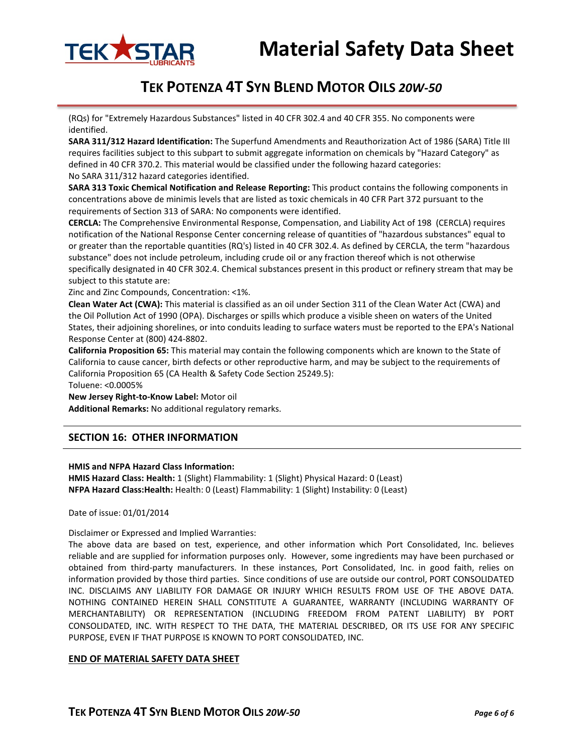(RQs) for "Extremely Hazardous Substances" listed in 40 CFR 302.4 and 40 CFR 355. No components were identified.

**SARA 311/312 Hazard Identification:** The Superfund Amendments and Reauthorization Act of 1986 (SARA) Title III requires facilities subject to this subpart to submit aggregate information on chemicals by "Hazard Category" as defined in 40 CFR 370.2. This material would be classified under the following hazard categories:
No SARA 311/312 hazard categories identified.

**SARA 313 Toxic Chemical Notification and Release Reporting:** This product contains the following components in concentrations above de minimis levels that are listed as toxic chemicals in 40 CFR Part 372 pursuant to the requirements of Section 313 of SARA: No components were identified.

**CERCLA:** The Comprehensive Environmental Response, Compensation, and Liability Act of 198 (CERCLA) requires notification of the National Response Center concerning release of quantities of "hazardous substances" equal to or greater than the reportable quantities (RQ's) listed in 40 CFR 302.4. As defined by CERCLA, the term "hazardous substance" does not include petroleum, including crude oil or any fraction thereof which is not otherwise specifically designated in 40 CFR 302.4. Chemical substances present in this product or refinery stream that may be subject to this statute are:
Zinc and Zinc Compounds, Concentration: <1%.

**Clean Water Act (CWA):** This material is classified as an oil under Section 311 of the Clean Water Act (CWA) and the Oil Pollution Act of 1990 (OPA). Discharges or spills which produce a visible sheen on waters of the United States, their adjoining shorelines, or into conduits leading to surface waters must be reported to the EPA's National Response Center at (800) 424-8802.

**California Proposition 65:** This material may contain the following components which are known to the State of California to cause cancer, birth defects or other reproductive harm, and may be subject to the requirements of California Proposition 65 (CA Health & Safety Code Section 25249.5):
Toluene: <0.0005%

**New Jersey Right-to-Know Label:** Motor oil

**Additional Remarks:** No additional regulatory remarks.

## SECTION 16: OTHER INFORMATION

**HMIS and NFPA Hazard Class Information:**
**HMIS Hazard Class: Health:** 1 (Slight) Flammability: 1 (Slight) Physical Hazard: 0 (Least)
**NFPA Hazard Class:Health:** Health: 0 (Least) Flammability: 1 (Slight) Instability: 0 (Least)

Date of issue: 01/01/2014

Disclaimer or Expressed and Implied Warranties:
The above data are based on test, experience, and other information which Port Consolidated, Inc. believes reliable and are supplied for information purposes only. However, some ingredients may have been purchased or obtained from third-party manufacturers. In these instances, Port Consolidated, Inc. in good faith, relies on information provided by those third parties. Since conditions of use are outside our control, PORT CONSOLIDATED INC. DISCLAIMS ANY LIABILITY FOR DAMAGE OR INJURY WHICH RESULTS FROM USE OF THE ABOVE DATA. NOTHING CONTAINED HEREIN SHALL CONSTITUTE A GUARANTEE, WARRANTY (INCLUDING WARRANTY OF MERCHANTABILITY) OR REPRESENTATION (INCLUDING FREEDOM FROM PATENT LIABILITY) BY PORT CONSOLIDATED, INC. WITH RESPECT TO THE DATA, THE MATERIAL DESCRIBED, OR ITS USE FOR ANY SPECIFIC PURPOSE, EVEN IF THAT PURPOSE IS KNOWN TO PORT CONSOLIDATED, INC.

**END OF MATERIAL SAFETY DATA SHEET**